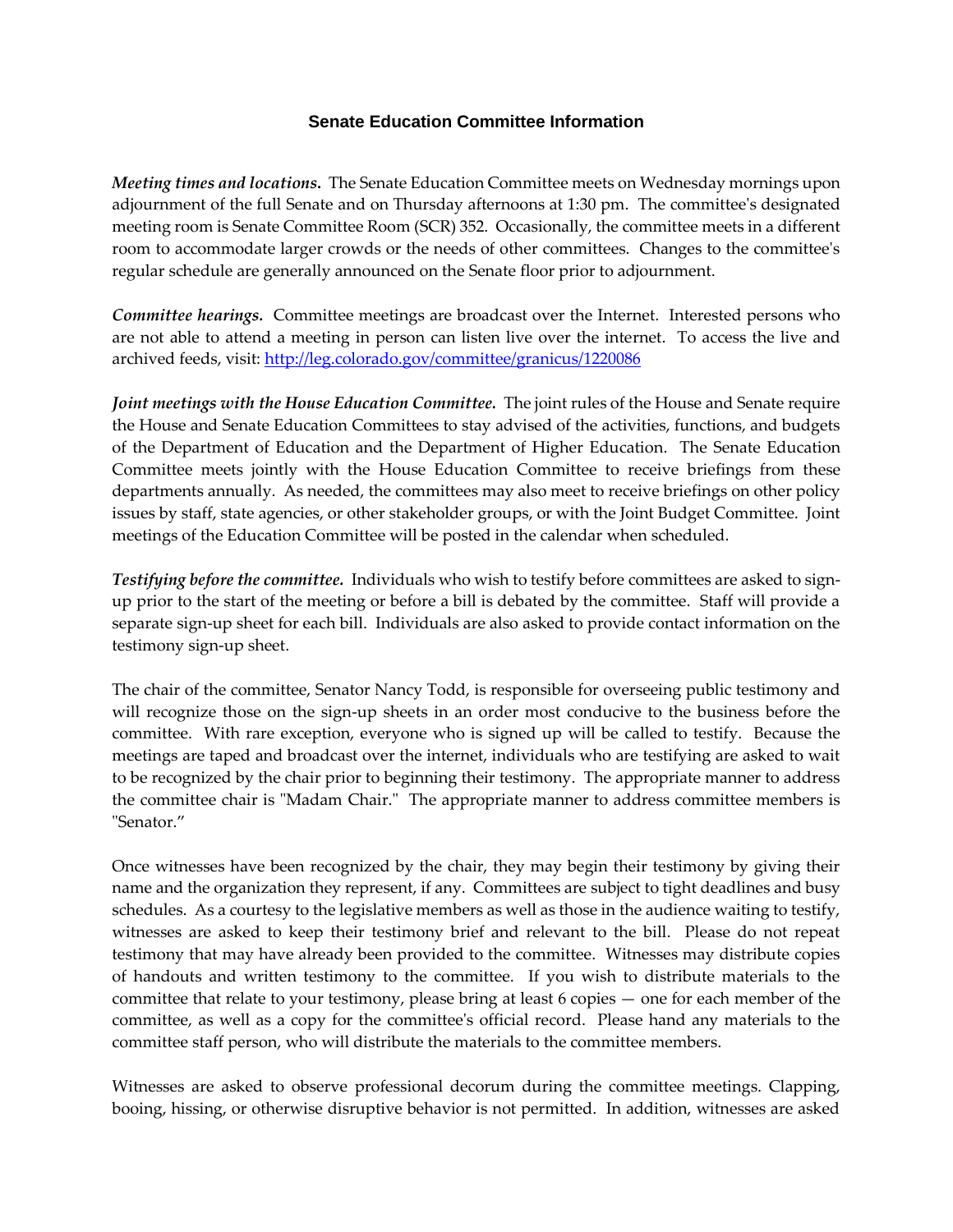# Senate Education Committee Information

***Meeting times and locations.*** The Senate Education Committee meets on Wednesday mornings upon adjournment of the full Senate and on Thursday afternoons at 1:30 pm. The committee's designated meeting room is Senate Committee Room (SCR) 352. Occasionally, the committee meets in a different room to accommodate larger crowds or the needs of other committees. Changes to the committee's regular schedule are generally announced on the Senate floor prior to adjournment.

***Committee hearings.*** Committee meetings are broadcast over the Internet. Interested persons who are not able to attend a meeting in person can listen live over the internet. To access the live and archived feeds, visit: [http://leg.colorado.gov/committee/granicus/1220086](http://leg.colorado.gov/committee/granicus/1220086)

***Joint meetings with the House Education Committee.*** The joint rules of the House and Senate require the House and Senate Education Committees to stay advised of the activities, functions, and budgets of the Department of Education and the Department of Higher Education. The Senate Education Committee meets jointly with the House Education Committee to receive briefings from these departments annually. As needed, the committees may also meet to receive briefings on other policy issues by staff, state agencies, or other stakeholder groups, or with the Joint Budget Committee. Joint meetings of the Education Committee will be posted in the calendar when scheduled.

***Testifying before the committee.*** Individuals who wish to testify before committees are asked to sign-up prior to the start of the meeting or before a bill is debated by the committee. Staff will provide a separate sign-up sheet for each bill. Individuals are also asked to provide contact information on the testimony sign-up sheet.

The chair of the committee, Senator Nancy Todd, is responsible for overseeing public testimony and will recognize those on the sign-up sheets in an order most conducive to the business before the committee. With rare exception, everyone who is signed up will be called to testify. Because the meetings are taped and broadcast over the internet, individuals who are testifying are asked to wait to be recognized by the chair prior to beginning their testimony. The appropriate manner to address the committee chair is "Madam Chair." The appropriate manner to address committee members is "Senator."

Once witnesses have been recognized by the chair, they may begin their testimony by giving their name and the organization they represent, if any. Committees are subject to tight deadlines and busy schedules. As a courtesy to the legislative members as well as those in the audience waiting to testify, witnesses are asked to keep their testimony brief and relevant to the bill. Please do not repeat testimony that may have already been provided to the committee. Witnesses may distribute copies of handouts and written testimony to the committee. If you wish to distribute materials to the committee that relate to your testimony, please bring at least 6 copies — one for each member of the committee, as well as a copy for the committee's official record. Please hand any materials to the committee staff person, who will distribute the materials to the committee members.

Witnesses are asked to observe professional decorum during the committee meetings. Clapping, booing, hissing, or otherwise disruptive behavior is not permitted. In addition, witnesses are asked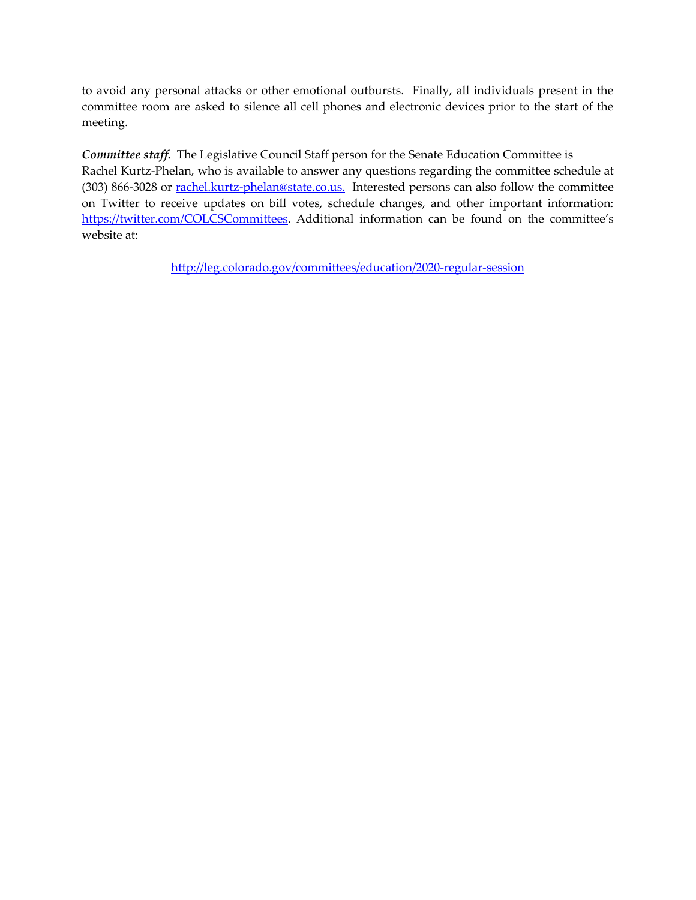to avoid any personal attacks or other emotional outbursts. Finally, all individuals present in the committee room are asked to silence all cell phones and electronic devices prior to the start of the meeting.

***Committee staff.*** The Legislative Council Staff person for the Senate Education Committee is Rachel Kurtz-Phelan, who is available to answer any questions regarding the committee schedule at (303) 866-3028 or [rachel.kurtz-phelan@state.co.us.](mailto:rachel.kurtz-phelan@state.co.us) Interested persons can also follow the committee on Twitter to receive updates on bill votes, schedule changes, and other important information: [https://twitter.com/COLCSCommittees](https://twitter.com/COLCSCommittees). Additional information can be found on the committee's website at:

[http://leg.colorado.gov/committees/education/2020-regular-session](http://leg.colorado.gov/committees/education/2020-regular-session)